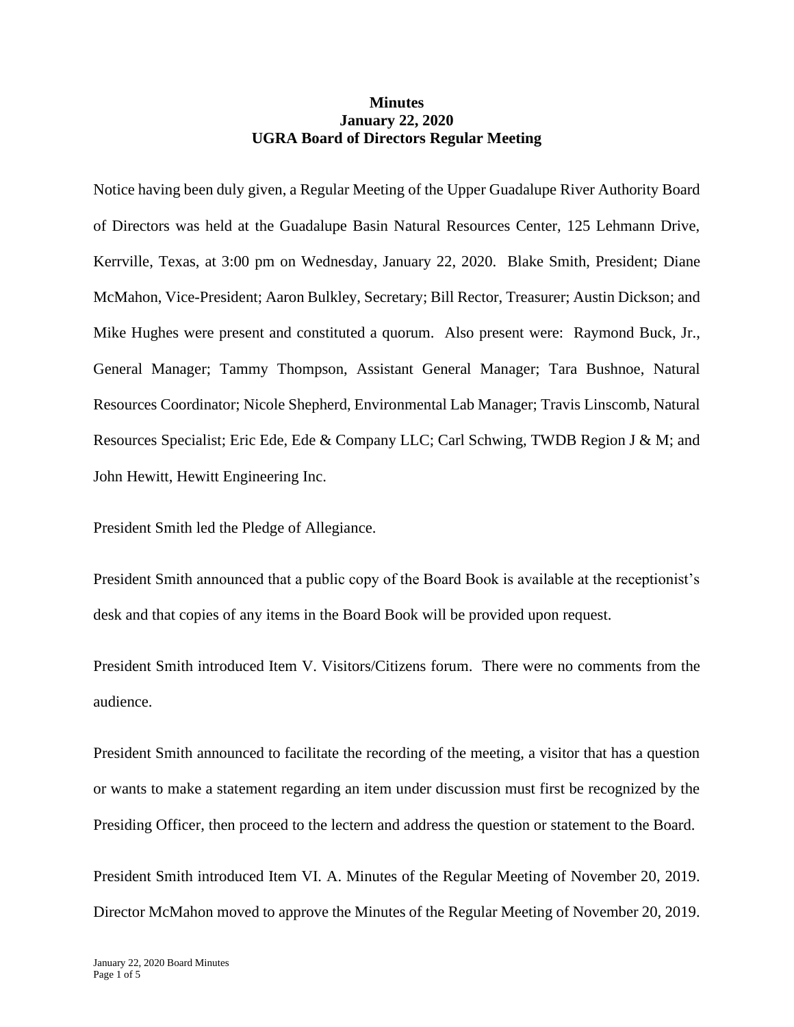**Minutes**
**January 22, 2020**
**UGRA Board of Directors Regular Meeting**

Notice having been duly given, a Regular Meeting of the Upper Guadalupe River Authority Board of Directors was held at the Guadalupe Basin Natural Resources Center, 125 Lehmann Drive, Kerrville, Texas, at 3:00 pm on Wednesday, January 22, 2020. Blake Smith, President; Diane McMahon, Vice-President; Aaron Bulkley, Secretary; Bill Rector, Treasurer; Austin Dickson; and Mike Hughes were present and constituted a quorum. Also present were: Raymond Buck, Jr., General Manager; Tammy Thompson, Assistant General Manager; Tara Bushnoe, Natural Resources Coordinator; Nicole Shepherd, Environmental Lab Manager; Travis Linscomb, Natural Resources Specialist; Eric Ede, Ede & Company LLC; Carl Schwing, TWDB Region J & M; and John Hewitt, Hewitt Engineering Inc.

President Smith led the Pledge of Allegiance.

President Smith announced that a public copy of the Board Book is available at the receptionist's desk and that copies of any items in the Board Book will be provided upon request.

President Smith introduced Item V. Visitors/Citizens forum. There were no comments from the audience.

President Smith announced to facilitate the recording of the meeting, a visitor that has a question or wants to make a statement regarding an item under discussion must first be recognized by the Presiding Officer, then proceed to the lectern and address the question or statement to the Board.

President Smith introduced Item VI. A. Minutes of the Regular Meeting of November 20, 2019. Director McMahon moved to approve the Minutes of the Regular Meeting of November 20, 2019.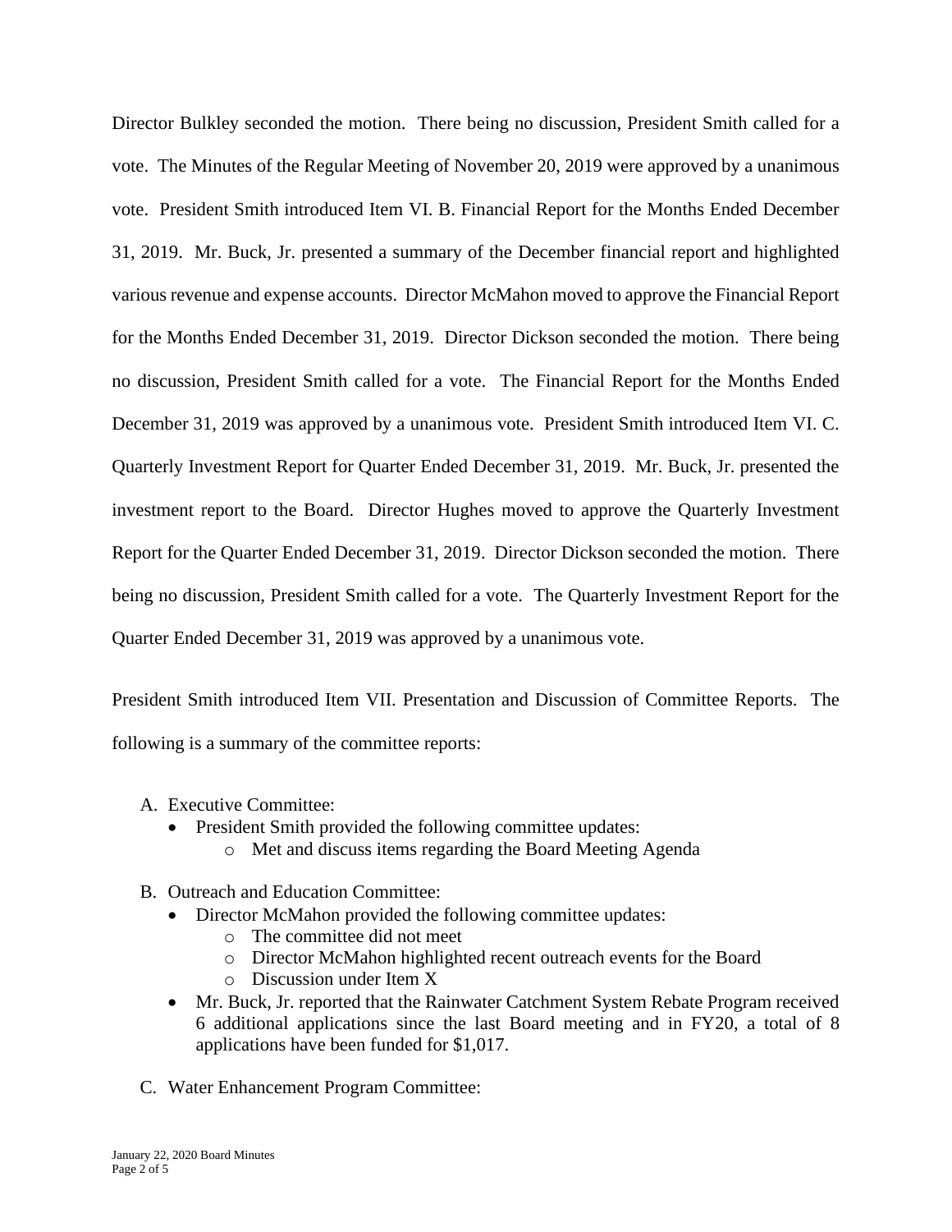Director Bulkley seconded the motion. There being no discussion, President Smith called for a vote. The Minutes of the Regular Meeting of November 20, 2019 were approved by a unanimous vote. President Smith introduced Item VI. B. Financial Report for the Months Ended December 31, 2019. Mr. Buck, Jr. presented a summary of the December financial report and highlighted various revenue and expense accounts. Director McMahon moved to approve the Financial Report for the Months Ended December 31, 2019. Director Dickson seconded the motion. There being no discussion, President Smith called for a vote. The Financial Report for the Months Ended December 31, 2019 was approved by a unanimous vote. President Smith introduced Item VI. C. Quarterly Investment Report for Quarter Ended December 31, 2019. Mr. Buck, Jr. presented the investment report to the Board. Director Hughes moved to approve the Quarterly Investment Report for the Quarter Ended December 31, 2019. Director Dickson seconded the motion. There being no discussion, President Smith called for a vote. The Quarterly Investment Report for the Quarter Ended December 31, 2019 was approved by a unanimous vote.

President Smith introduced Item VII. Presentation and Discussion of Committee Reports. The following is a summary of the committee reports:

A. Executive Committee:
   - President Smith provided the following committee updates:
     - Met and discuss items regarding the Board Meeting Agenda

B. Outreach and Education Committee:
   - Director McMahon provided the following committee updates:
     - The committee did not meet
     - Director McMahon highlighted recent outreach events for the Board
     - Discussion under Item X
   - Mr. Buck, Jr. reported that the Rainwater Catchment System Rebate Program received 6 additional applications since the last Board meeting and in FY20, a total of 8 applications have been funded for $1,017.

C. Water Enhancement Program Committee: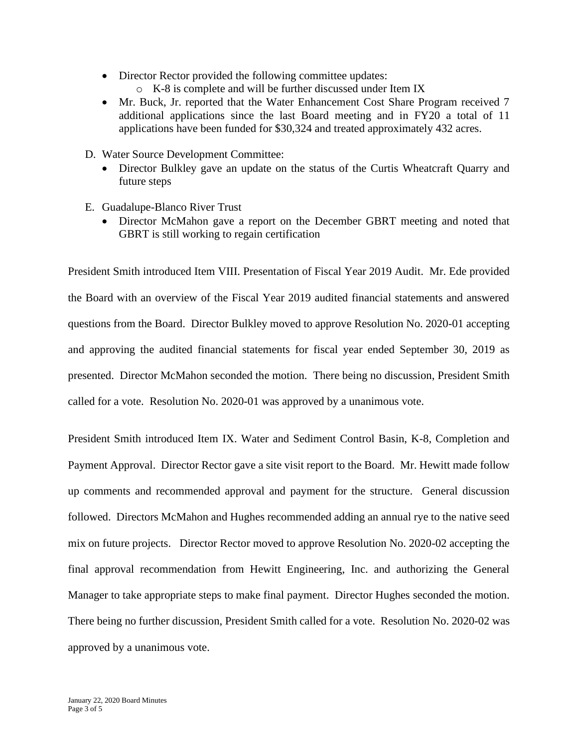- Director Rector provided the following committee updates:
    - K-8 is complete and will be further discussed under Item IX
- Mr. Buck, Jr. reported that the Water Enhancement Cost Share Program received 7 additional applications since the last Board meeting and in FY20 a total of 11 applications have been funded for $30,324 and treated approximately 432 acres.

D. Water Source Development Committee:
- Director Bulkley gave an update on the status of the Curtis Wheatcraft Quarry and future steps

E. Guadalupe-Blanco River Trust
- Director McMahon gave a report on the December GBRT meeting and noted that GBRT is still working to regain certification

President Smith introduced Item VIII. Presentation of Fiscal Year 2019 Audit. Mr. Ede provided the Board with an overview of the Fiscal Year 2019 audited financial statements and answered questions from the Board. Director Bulkley moved to approve Resolution No. 2020-01 accepting and approving the audited financial statements for fiscal year ended September 30, 2019 as presented. Director McMahon seconded the motion. There being no discussion, President Smith called for a vote. Resolution No. 2020-01 was approved by a unanimous vote.

President Smith introduced Item IX. Water and Sediment Control Basin, K-8, Completion and Payment Approval. Director Rector gave a site visit report to the Board. Mr. Hewitt made follow up comments and recommended approval and payment for the structure. General discussion followed. Directors McMahon and Hughes recommended adding an annual rye to the native seed mix on future projects. Director Rector moved to approve Resolution No. 2020-02 accepting the final approval recommendation from Hewitt Engineering, Inc. and authorizing the General Manager to take appropriate steps to make final payment. Director Hughes seconded the motion. There being no further discussion, President Smith called for a vote. Resolution No. 2020-02 was approved by a unanimous vote.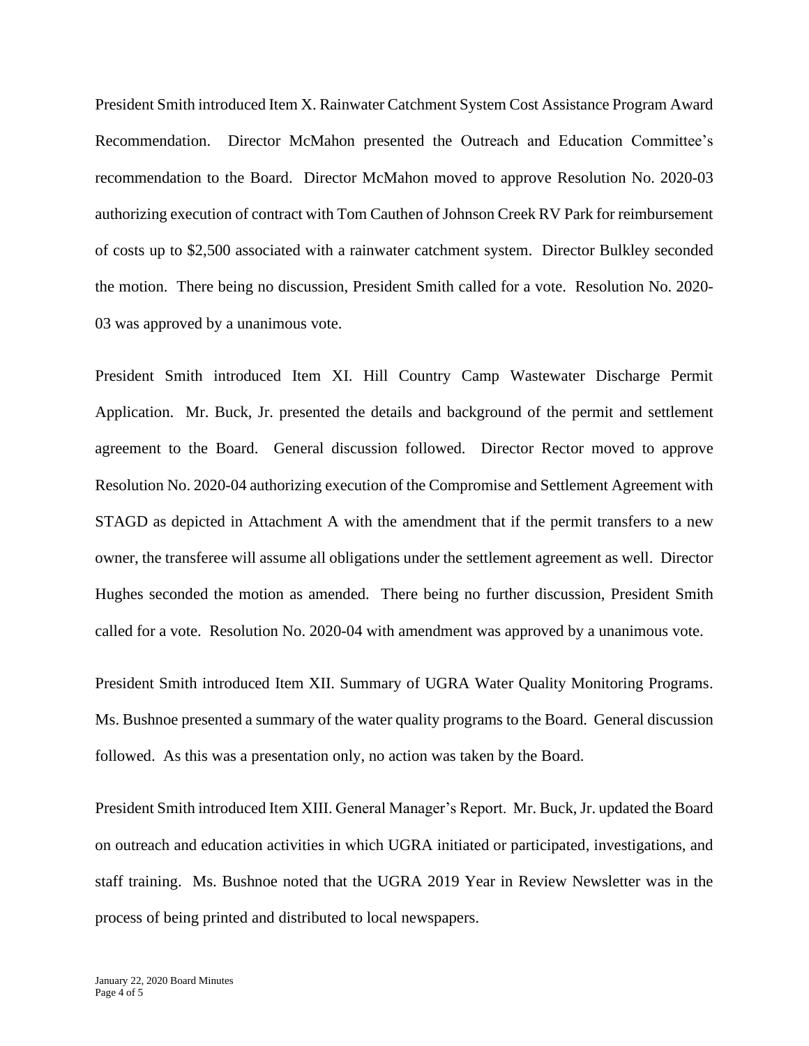President Smith introduced Item X. Rainwater Catchment System Cost Assistance Program Award Recommendation. Director McMahon presented the Outreach and Education Committee's recommendation to the Board. Director McMahon moved to approve Resolution No. 2020-03 authorizing execution of contract with Tom Cauthen of Johnson Creek RV Park for reimbursement of costs up to $2,500 associated with a rainwater catchment system. Director Bulkley seconded the motion. There being no discussion, President Smith called for a vote. Resolution No. 2020-03 was approved by a unanimous vote.

President Smith introduced Item XI. Hill Country Camp Wastewater Discharge Permit Application. Mr. Buck, Jr. presented the details and background of the permit and settlement agreement to the Board. General discussion followed. Director Rector moved to approve Resolution No. 2020-04 authorizing execution of the Compromise and Settlement Agreement with STAGD as depicted in Attachment A with the amendment that if the permit transfers to a new owner, the transferee will assume all obligations under the settlement agreement as well. Director Hughes seconded the motion as amended. There being no further discussion, President Smith called for a vote. Resolution No. 2020-04 with amendment was approved by a unanimous vote.

President Smith introduced Item XII. Summary of UGRA Water Quality Monitoring Programs. Ms. Bushnoe presented a summary of the water quality programs to the Board. General discussion followed. As this was a presentation only, no action was taken by the Board.

President Smith introduced Item XIII. General Manager's Report. Mr. Buck, Jr. updated the Board on outreach and education activities in which UGRA initiated or participated, investigations, and staff training. Ms. Bushnoe noted that the UGRA 2019 Year in Review Newsletter was in the process of being printed and distributed to local newspapers.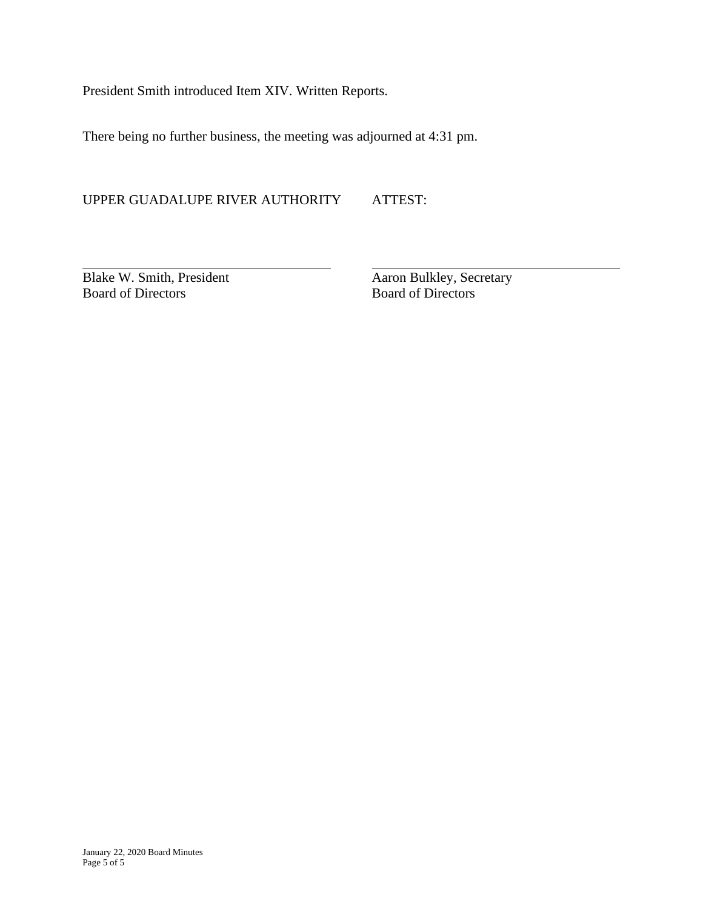President Smith introduced Item XIV. Written Reports.

There being no further business, the meeting was adjourned at 4:31 pm.

| UPPER GUADALUPE RIVER AUTHORITY | ATTEST: |
| --- | --- |
| \_\_\_\_\_\_\_\_\_\_\_\_\_\_\_\_\_\_\_\_\_\_\_\_\_\_\_\_\_\_\_\_\_\_ | \_\_\_\_\_\_\_\_\_\_\_\_\_\_\_\_\_\_\_\_\_\_\_\_\_\_\_\_\_\_\_\_\_\_ |
| Blake W. Smith, President | Aaron Bulkley, Secretary |
| Board of Directors | Board of Directors |